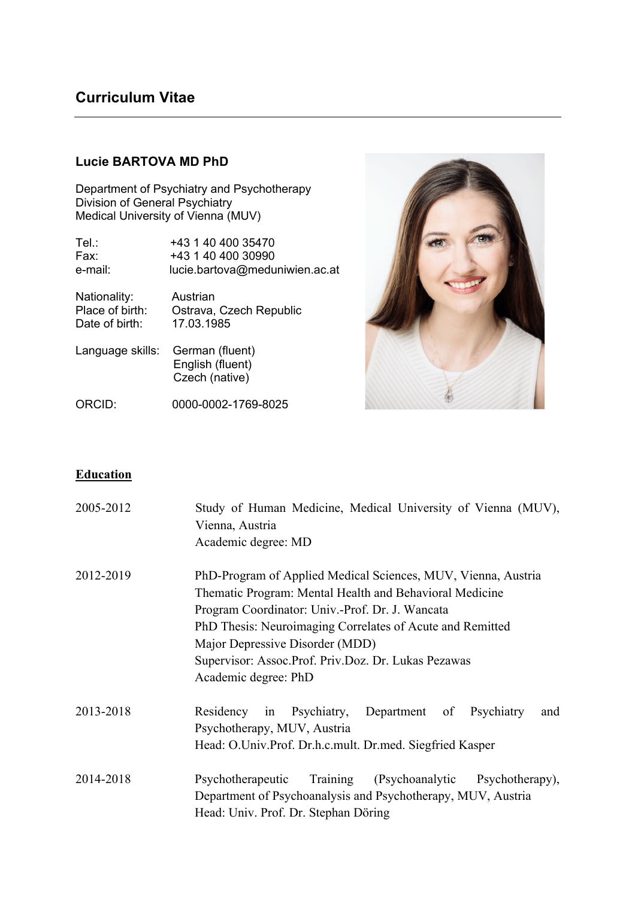# Curriculum Vitae

**Lucie BARTOVA MD PhD**

Department of Psychiatry and Psychotherapy
Division of General Psychiatry
Medical University of Vienna (MUV)

| | |
|---|---|
| Tel.: | +43 1 40 400 35470 |
| Fax: | +43 1 40 400 30990 |
| e-mail: | lucie.bartova@meduniwien.ac.at |

| | |
|---|---|
| Nationality: | Austrian |
| Place of birth: | Ostrava, Czech Republic |
| Date of birth: | 17.03.1985 |

| | |
|---|---|
| Language skills: | German (fluent)<br>English (fluent)<br>Czech (native) |

| | |
|---|---|
| ORCID: | 0000-0002-1769-8025 |

## Education

| | |
|---|---|
| 2005-2012 | Study of Human Medicine, Medical University of Vienna (MUV), Vienna, Austria<br>Academic degree: MD |
| 2012-2019 | PhD-Program of Applied Medical Sciences, MUV, Vienna, Austria<br>Thematic Program: Mental Health and Behavioral Medicine<br>Program Coordinator: Univ.-Prof. Dr. J. Wancata<br>PhD Thesis: Neuroimaging Correlates of Acute and Remitted Major Depressive Disorder (MDD)<br>Supervisor: Assoc.Prof. Priv.Doz. Dr. Lukas Pezawas<br>Academic degree: PhD |
| 2013-2018 | Residency in Psychiatry, Department of Psychiatry and Psychotherapy, MUV, Austria<br>Head: O.Univ.Prof. Dr.h.c.mult. Dr.med. Siegfried Kasper |
| 2014-2018 | Psychotherapeutic Training (Psychoanalytic Psychotherapy), Department of Psychoanalysis and Psychotherapy, MUV, Austria<br>Head: Univ. Prof. Dr. Stephan Döring |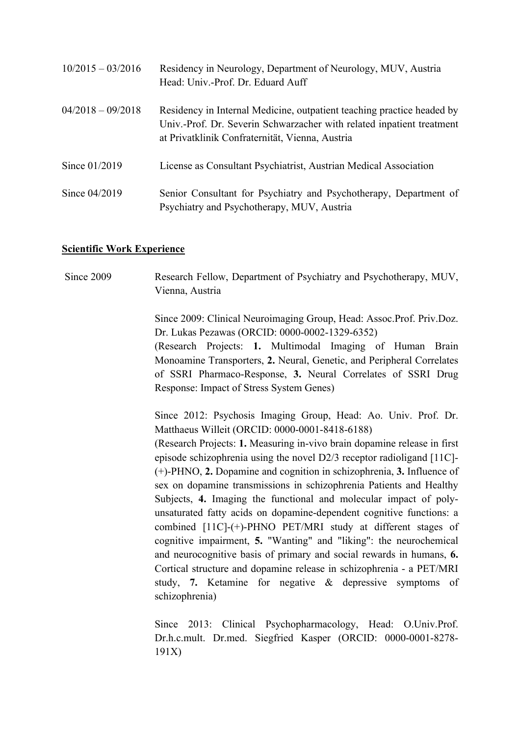| | |
|---|---|
| 10/2015 – 03/2016 | Residency in Neurology, Department of Neurology, MUV, Austria<br>Head: Univ.-Prof. Dr. Eduard Auff |
| 04/2018 – 09/2018 | Residency in Internal Medicine, outpatient teaching practice headed by Univ.-Prof. Dr. Severin Schwarzacher with related inpatient treatment at Privatklinik Confraternität, Vienna, Austria |
| Since 01/2019 | License as Consultant Psychiatrist, Austrian Medical Association |
| Since 04/2019 | Senior Consultant for Psychiatry and Psychotherapy, Department of Psychiatry and Psychotherapy, MUV, Austria |

**Scientific Work Experience**

Since 2009 — Research Fellow, Department of Psychiatry and Psychotherapy, MUV, Vienna, Austria

Since 2009: Clinical Neuroimaging Group, Head: Assoc.Prof. Priv.Doz. Dr. Lukas Pezawas (ORCID: 0000-0002-1329-6352)
(Research Projects: **1.** Multimodal Imaging of Human Brain Monoamine Transporters, **2.** Neural, Genetic, and Peripheral Correlates of SSRI Pharmaco-Response, **3.** Neural Correlates of SSRI Drug Response: Impact of Stress System Genes)

Since 2012: Psychosis Imaging Group, Head: Ao. Univ. Prof. Dr. Matthaeus Willeit (ORCID: 0000-0001-8418-6188)
(Research Projects: **1.** Measuring in-vivo brain dopamine release in first episode schizophrenia using the novel D2/3 receptor radioligand [11C]-(+)-PHNO, **2.** Dopamine and cognition in schizophrenia, **3.** Influence of sex on dopamine transmissions in schizophrenia Patients and Healthy Subjects, **4.** Imaging the functional and molecular impact of poly-unsaturated fatty acids on dopamine-dependent cognitive functions: a combined [11C]-(+)-PHNO PET/MRI study at different stages of cognitive impairment, **5.** "Wanting" and "liking": the neurochemical and neurocognitive basis of primary and social rewards in humans, **6.** Cortical structure and dopamine release in schizophrenia - a PET/MRI study, **7.** Ketamine for negative & depressive symptoms of schizophrenia)

Since 2013: Clinical Psychopharmacology, Head: O.Univ.Prof. Dr.h.c.mult. Dr.med. Siegfried Kasper (ORCID: 0000-0001-8278-191X)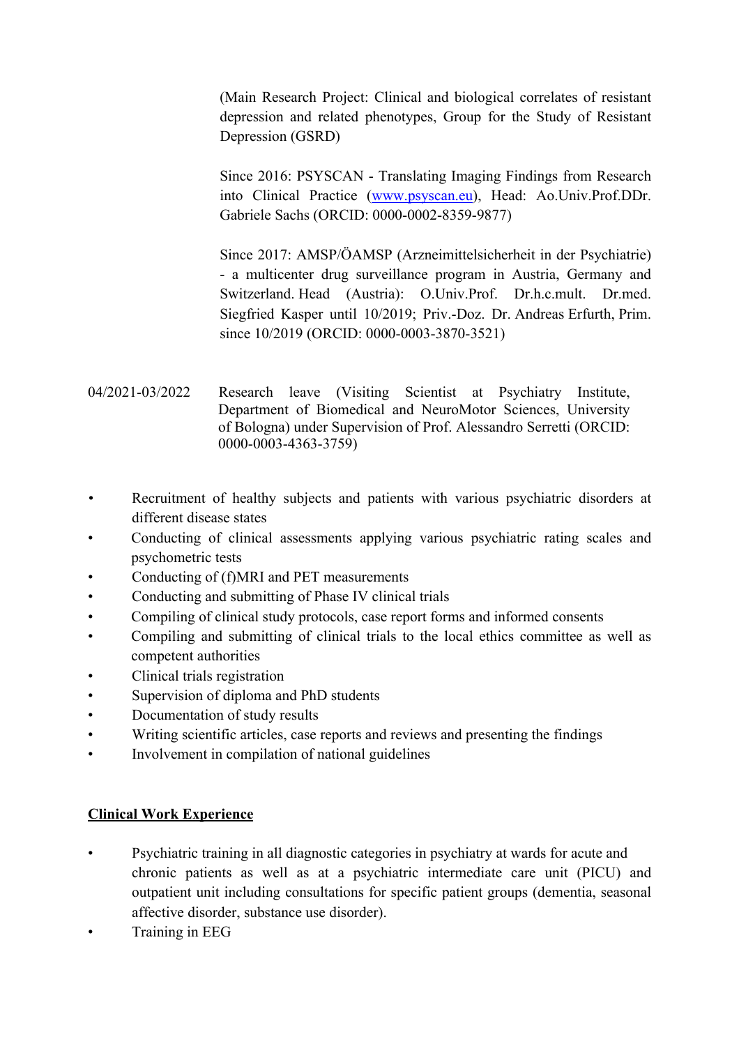(Main Research Project: Clinical and biological correlates of resistant depression and related phenotypes, Group for the Study of Resistant Depression (GSRD)

Since 2016: PSYSCAN - Translating Imaging Findings from Research into Clinical Practice ([www.psyscan.eu](http://www.psyscan.eu)), Head: Ao.Univ.Prof.DDr. Gabriele Sachs (ORCID: 0000-0002-8359-9877)

Since 2017: AMSP/ÖAMSP (Arzneimittelsicherheit in der Psychiatrie) - a multicenter drug surveillance program in Austria, Germany and Switzerland. Head (Austria): O.Univ.Prof. Dr.h.c.mult. Dr.med. Siegfried Kasper until 10/2019; Priv.-Doz. Dr. Andreas Erfurth, Prim. since 10/2019 (ORCID: 0000-0003-3870-3521)

04/2021-03/2022 Research leave (Visiting Scientist at Psychiatry Institute, Department of Biomedical and NeuroMotor Sciences, University of Bologna) under Supervision of Prof. Alessandro Serretti (ORCID: 0000-0003-4363-3759)

- Recruitment of healthy subjects and patients with various psychiatric disorders at different disease states
- Conducting of clinical assessments applying various psychiatric rating scales and psychometric tests
- Conducting of (f)MRI and PET measurements
- Conducting and submitting of Phase IV clinical trials
- Compiling of clinical study protocols, case report forms and informed consents
- Compiling and submitting of clinical trials to the local ethics committee as well as competent authorities
- Clinical trials registration
- Supervision of diploma and PhD students
- Documentation of study results
- Writing scientific articles, case reports and reviews and presenting the findings
- Involvement in compilation of national guidelines

## Clinical Work Experience

- Psychiatric training in all diagnostic categories in psychiatry at wards for acute and chronic patients as well as at a psychiatric intermediate care unit (PICU) and outpatient unit including consultations for specific patient groups (dementia, seasonal affective disorder, substance use disorder).
- Training in EEG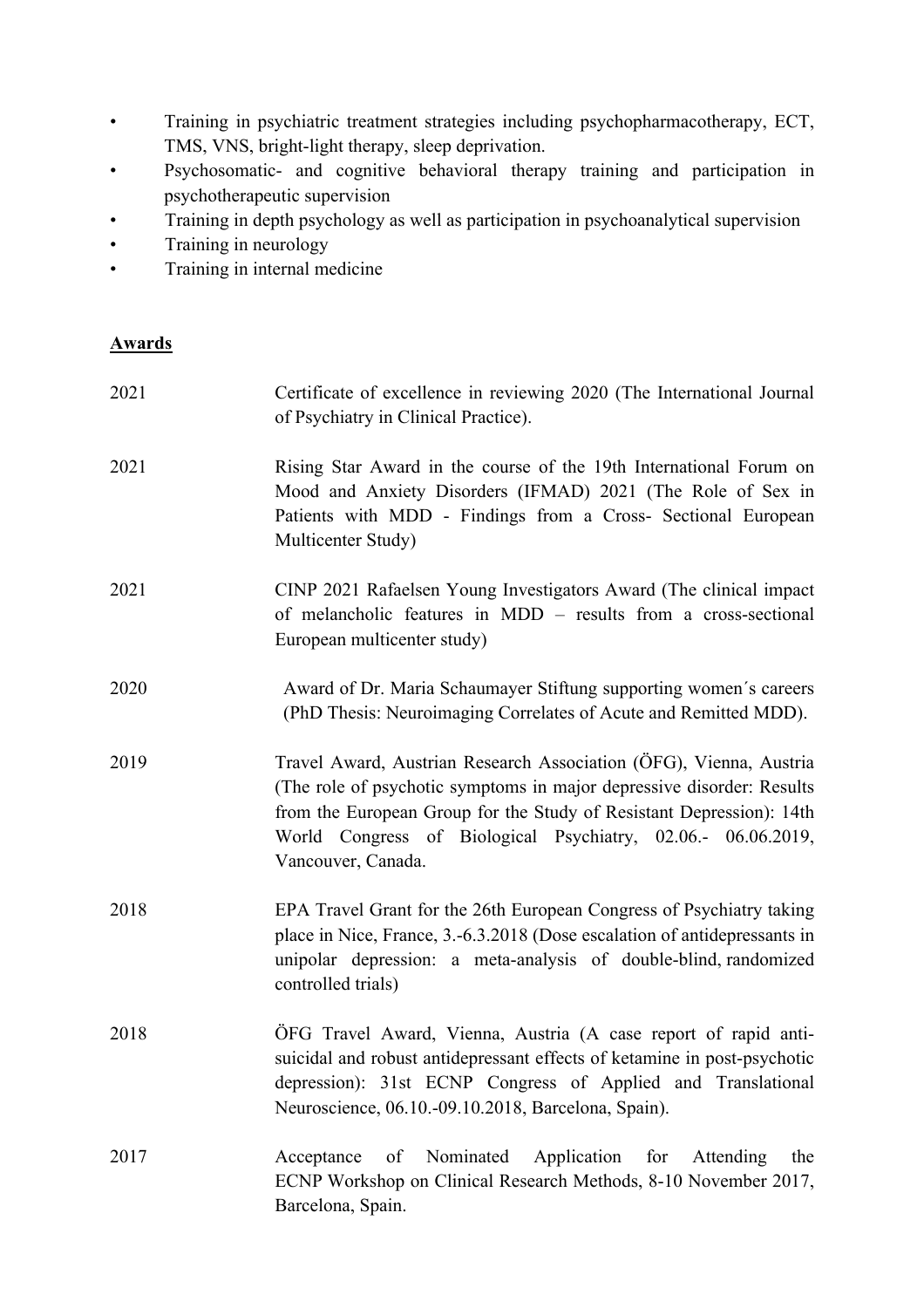- Training in psychiatric treatment strategies including psychopharmacotherapy, ECT, TMS, VNS, bright-light therapy, sleep deprivation.
- Psychosomatic- and cognitive behavioral therapy training and participation in psychotherapeutic supervision
- Training in depth psychology as well as participation in psychoanalytical supervision
- Training in neurology
- Training in internal medicine

## Awards

2021 Certificate of excellence in reviewing 2020 (The International Journal of Psychiatry in Clinical Practice).

2021 Rising Star Award in the course of the 19th International Forum on Mood and Anxiety Disorders (IFMAD) 2021 (The Role of Sex in Patients with MDD - Findings from a Cross- Sectional European Multicenter Study)

2021 CINP 2021 Rafaelsen Young Investigators Award (The clinical impact of melancholic features in MDD – results from a cross-sectional European multicenter study)

2020 Award of Dr. Maria Schaumayer Stiftung supporting women´s careers (PhD Thesis: Neuroimaging Correlates of Acute and Remitted MDD).

2019 Travel Award, Austrian Research Association (ÖFG), Vienna, Austria (The role of psychotic symptoms in major depressive disorder: Results from the European Group for the Study of Resistant Depression): 14th World Congress of Biological Psychiatry, 02.06.- 06.06.2019, Vancouver, Canada.

2018 EPA Travel Grant for the 26th European Congress of Psychiatry taking place in Nice, France, 3.-6.3.2018 (Dose escalation of antidepressants in unipolar depression: a meta-analysis of double-blind, randomized controlled trials)

2018 ÖFG Travel Award, Vienna, Austria (A case report of rapid anti-suicidal and robust antidepressant effects of ketamine in post-psychotic depression): 31st ECNP Congress of Applied and Translational Neuroscience, 06.10.-09.10.2018, Barcelona, Spain).

2017 Acceptance of Nominated Application for Attending the ECNP Workshop on Clinical Research Methods, 8-10 November 2017, Barcelona, Spain.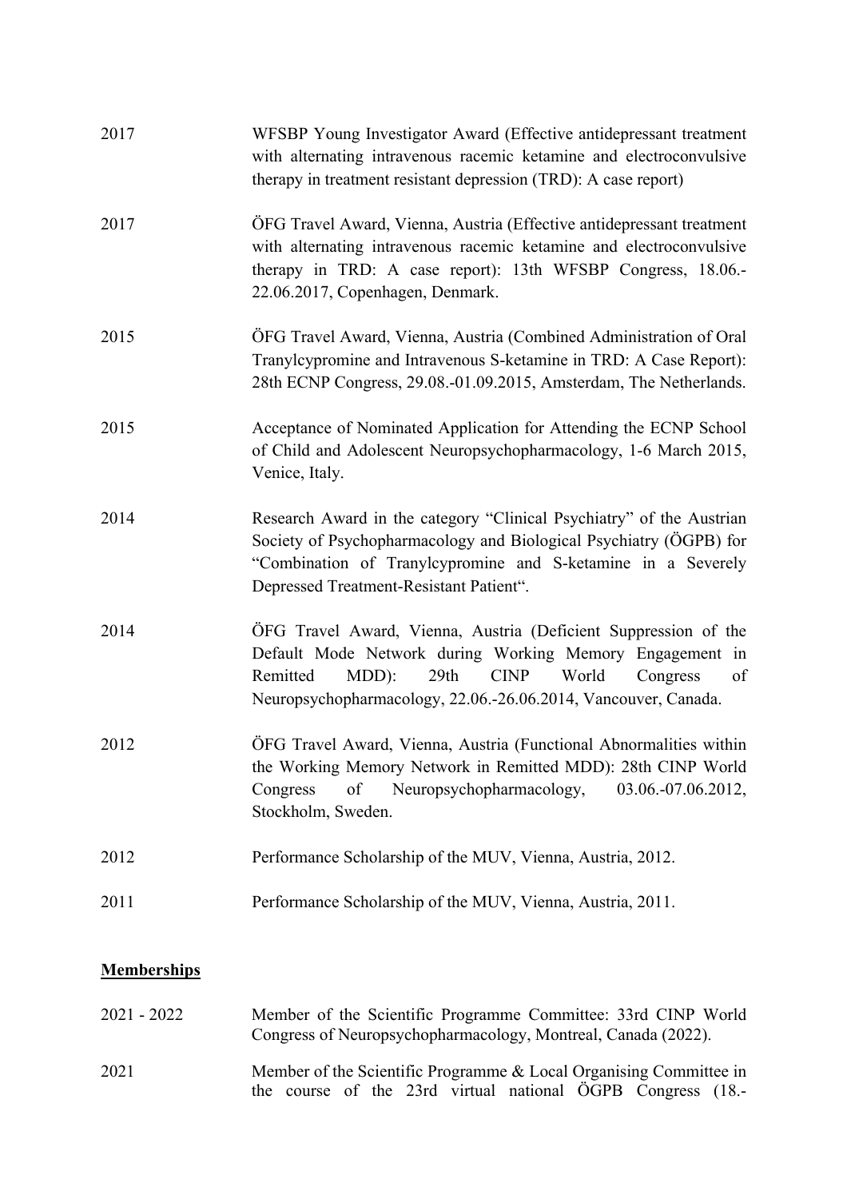2017 WFSBP Young Investigator Award (Effective antidepressant treatment with alternating intravenous racemic ketamine and electroconvulsive therapy in treatment resistant depression (TRD): A case report)

2017 ÖFG Travel Award, Vienna, Austria (Effective antidepressant treatment with alternating intravenous racemic ketamine and electroconvulsive therapy in TRD: A case report): 13th WFSBP Congress, 18.06.-22.06.2017, Copenhagen, Denmark.

2015 ÖFG Travel Award, Vienna, Austria (Combined Administration of Oral Tranylcypromine and Intravenous S-ketamine in TRD: A Case Report): 28th ECNP Congress, 29.08.-01.09.2015, Amsterdam, The Netherlands.

2015 Acceptance of Nominated Application for Attending the ECNP School of Child and Adolescent Neuropsychopharmacology, 1-6 March 2015, Venice, Italy.

2014 Research Award in the category "Clinical Psychiatry" of the Austrian Society of Psychopharmacology and Biological Psychiatry (ÖGPB) for "Combination of Tranylcypromine and S-ketamine in a Severely Depressed Treatment-Resistant Patient".

2014 ÖFG Travel Award, Vienna, Austria (Deficient Suppression of the Default Mode Network during Working Memory Engagement in Remitted MDD): 29th CINP World Congress of Neuropsychopharmacology, 22.06.-26.06.2014, Vancouver, Canada.

2012 ÖFG Travel Award, Vienna, Austria (Functional Abnormalities within the Working Memory Network in Remitted MDD): 28th CINP World Congress of Neuropsychopharmacology, 03.06.-07.06.2012, Stockholm, Sweden.

2012 Performance Scholarship of the MUV, Vienna, Austria, 2012.

2011 Performance Scholarship of the MUV, Vienna, Austria, 2011.

## Memberships

2021 - 2022 Member of the Scientific Programme Committee: 33rd CINP World Congress of Neuropsychopharmacology, Montreal, Canada (2022).

2021 Member of the Scientific Programme & Local Organising Committee in the course of the 23rd virtual national ÖGPB Congress (18.-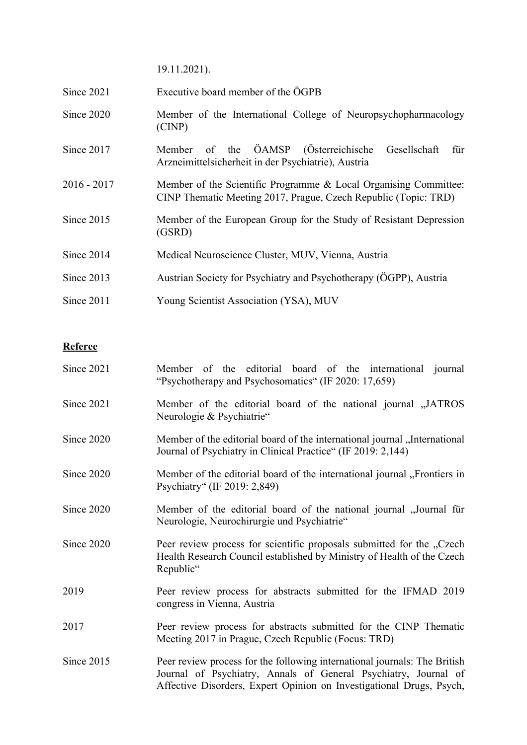19.11.2021).

| | |
|---|---|
| Since 2021 | Executive board member of the ÖGPB |
| Since 2020 | Member of the International College of Neuropsychopharmacology (CINP) |
| Since 2017 | Member of the ÖAMSP (Österreichische Gesellschaft für Arzneimittelsicherheit in der Psychiatrie), Austria |
| 2016 - 2017 | Member of the Scientific Programme & Local Organising Committee: CINP Thematic Meeting 2017, Prague, Czech Republic (Topic: TRD) |
| Since 2015 | Member of the European Group for the Study of Resistant Depression (GSRD) |
| Since 2014 | Medical Neuroscience Cluster, MUV, Vienna, Austria |
| Since 2013 | Austrian Society for Psychiatry and Psychotherapy (ÖGPP), Austria |
| Since 2011 | Young Scientist Association (YSA), MUV |

**Referee**

| | |
|---|---|
| Since 2021 | Member of the editorial board of the international journal "Psychotherapy and Psychosomatics" (IF 2020: 17,659) |
| Since 2021 | Member of the editorial board of the national journal „JATROS Neurologie & Psychiatrie" |
| Since 2020 | Member of the editorial board of the international journal „International Journal of Psychiatry in Clinical Practice" (IF 2019: 2,144) |
| Since 2020 | Member of the editorial board of the international journal „Frontiers in Psychiatry" (IF 2019: 2,849) |
| Since 2020 | Member of the editorial board of the national journal „Journal für Neurologie, Neurochirurgie und Psychiatrie" |
| Since 2020 | Peer review process for scientific proposals submitted for the „Czech Health Research Council established by Ministry of Health of the Czech Republic" |
| 2019 | Peer review process for abstracts submitted for the IFMAD 2019 congress in Vienna, Austria |
| 2017 | Peer review process for abstracts submitted for the CINP Thematic Meeting 2017 in Prague, Czech Republic (Focus: TRD) |
| Since 2015 | Peer review process for the following international journals: The British Journal of Psychiatry, Annals of General Psychiatry, Journal of Affective Disorders, Expert Opinion on Investigational Drugs, Psych, |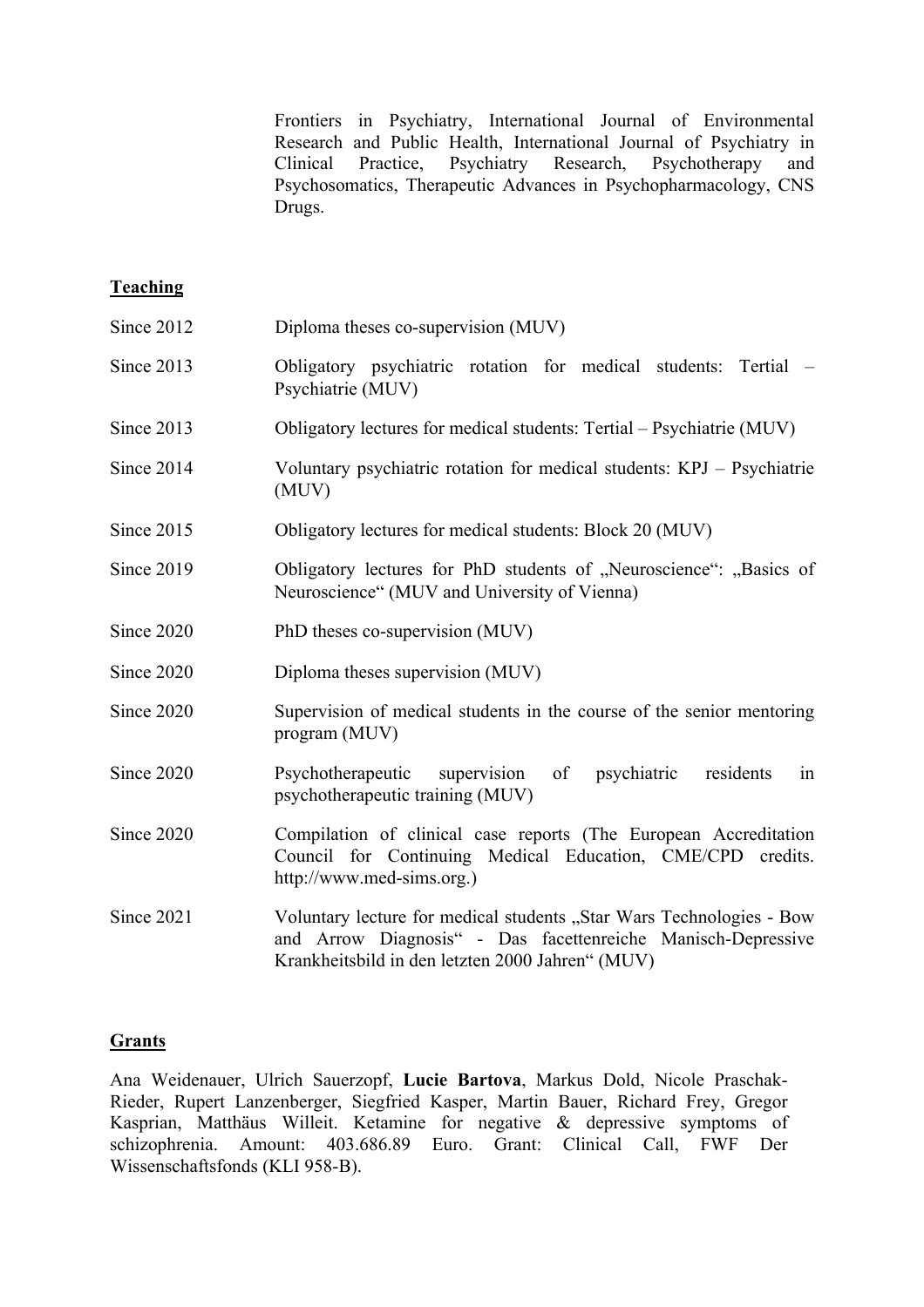Frontiers in Psychiatry, International Journal of Environmental Research and Public Health, International Journal of Psychiatry in Clinical Practice, Psychiatry Research, Psychotherapy and Psychosomatics, Therapeutic Advances in Psychopharmacology, CNS Drugs.

## Teaching

Since 2012 Diploma theses co-supervision (MUV)

Since 2013 Obligatory psychiatric rotation for medical students: Tertial – Psychiatrie (MUV)

Since 2013 Obligatory lectures for medical students: Tertial – Psychiatrie (MUV)

Since 2014 Voluntary psychiatric rotation for medical students: KPJ – Psychiatrie (MUV)

Since 2015 Obligatory lectures for medical students: Block 20 (MUV)

Since 2019 Obligatory lectures for PhD students of „Neuroscience“: „Basics of Neuroscience“ (MUV and University of Vienna)

Since 2020 PhD theses co-supervision (MUV)

Since 2020 Diploma theses supervision (MUV)

Since 2020 Supervision of medical students in the course of the senior mentoring program (MUV)

Since 2020 Psychotherapeutic supervision of psychiatric residents in psychotherapeutic training (MUV)

Since 2020 Compilation of clinical case reports (The European Accreditation Council for Continuing Medical Education, CME/CPD credits. http://www.med-sims.org.)

Since 2021 Voluntary lecture for medical students „Star Wars Technologies - Bow and Arrow Diagnosis“ - Das facettenreiche Manisch-Depressive Krankheitsbild in den letzten 2000 Jahren“ (MUV)

## Grants

Ana Weidenauer, Ulrich Sauerzopf, **Lucie Bartova**, Markus Dold, Nicole Praschak-Rieder, Rupert Lanzenberger, Siegfried Kasper, Martin Bauer, Richard Frey, Gregor Kasprian, Matthäus Willeit. Ketamine for negative & depressive symptoms of schizophrenia. Amount: 403.686.89 Euro. Grant: Clinical Call, FWF Der Wissenschaftsfonds (KLI 958-B).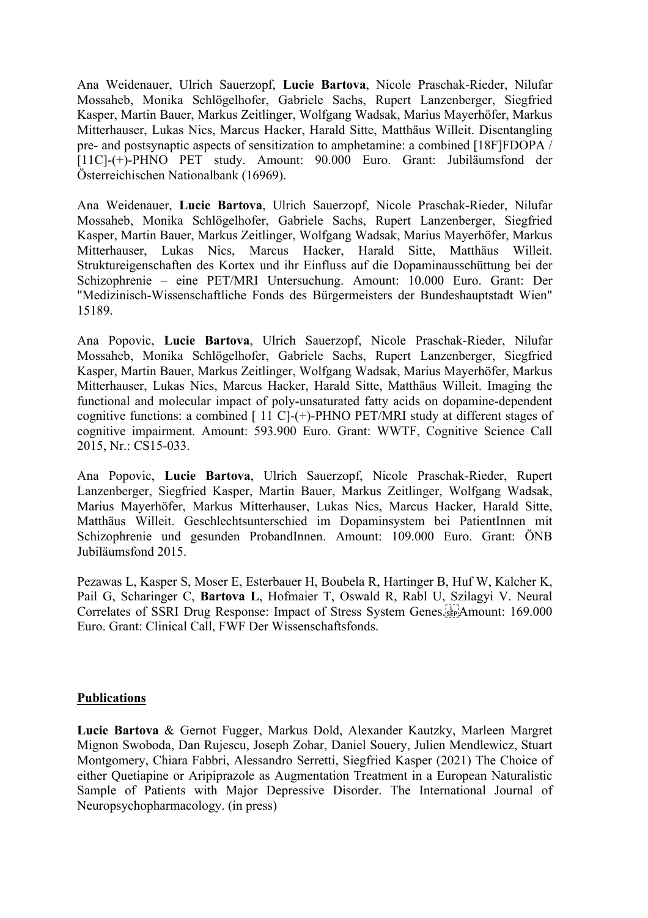Ana Weidenauer, Ulrich Sauerzopf, **Lucie Bartova**, Nicole Praschak-Rieder, Nilufar Mossaheb, Monika Schlögelhofer, Gabriele Sachs, Rupert Lanzenberger, Siegfried Kasper, Martin Bauer, Markus Zeitlinger, Wolfgang Wadsak, Marius Mayerhöfer, Markus Mitterhauser, Lukas Nics, Marcus Hacker, Harald Sitte, Matthäus Willeit. Disentangling pre- and postsynaptic aspects of sensitization to amphetamine: a combined [18F]FDOPA / [11C]-(+)-PHNO PET study. Amount: 90.000 Euro. Grant: Jubiläumsfond der Österreichischen Nationalbank (16969).

Ana Weidenauer, **Lucie Bartova**, Ulrich Sauerzopf, Nicole Praschak-Rieder, Nilufar Mossaheb, Monika Schlögelhofer, Gabriele Sachs, Rupert Lanzenberger, Siegfried Kasper, Martin Bauer, Markus Zeitlinger, Wolfgang Wadsak, Marius Mayerhöfer, Markus Mitterhauser, Lukas Nics, Marcus Hacker, Harald Sitte, Matthäus Willeit. Struktureigenschaften des Kortex und ihr Einfluss auf die Dopaminausschüttung bei der Schizophrenie – eine PET/MRI Untersuchung. Amount: 10.000 Euro. Grant: Der "Medizinisch-Wissenschaftliche Fonds des Bürgermeisters der Bundeshauptstadt Wien" 15189.

Ana Popovic, **Lucie Bartova**, Ulrich Sauerzopf, Nicole Praschak-Rieder, Nilufar Mossaheb, Monika Schlögelhofer, Gabriele Sachs, Rupert Lanzenberger, Siegfried Kasper, Martin Bauer, Markus Zeitlinger, Wolfgang Wadsak, Marius Mayerhöfer, Markus Mitterhauser, Lukas Nics, Marcus Hacker, Harald Sitte, Matthäus Willeit. Imaging the functional and molecular impact of poly-unsaturated fatty acids on dopamine-dependent cognitive functions: a combined [ 11 C]-(+)-PHNO PET/MRI study at different stages of cognitive impairment. Amount: 593.900 Euro. Grant: WWTF, Cognitive Science Call 2015, Nr.: CS15-033.

Ana Popovic, **Lucie Bartova**, Ulrich Sauerzopf, Nicole Praschak-Rieder, Rupert Lanzenberger, Siegfried Kasper, Martin Bauer, Markus Zeitlinger, Wolfgang Wadsak, Marius Mayerhöfer, Markus Mitterhauser, Lukas Nics, Marcus Hacker, Harald Sitte, Matthäus Willeit. Geschlechtsunterschied im Dopaminsystem bei PatientInnen mit Schizophrenie und gesunden ProbandInnen. Amount: 109.000 Euro. Grant: ÖNB Jubiläumsfond 2015.

Pezawas L, Kasper S, Moser E, Esterbauer H, Boubela R, Hartinger B, Huf W, Kalcher K, Pail G, Scharinger C, **Bartova L**, Hofmaier T, Oswald R, Rabl U, Szilagyi V. Neural Correlates of SSRI Drug Response: Impact of Stress System Genes. Amount: 169.000 Euro. Grant: Clinical Call, FWF Der Wissenschaftsfonds.

## Publications

**Lucie Bartova** & Gernot Fugger, Markus Dold, Alexander Kautzky, Marleen Margret Mignon Swoboda, Dan Rujescu, Joseph Zohar, Daniel Souery, Julien Mendlewicz, Stuart Montgomery, Chiara Fabbri, Alessandro Serretti, Siegfried Kasper (2021) The Choice of either Quetiapine or Aripiprazole as Augmentation Treatment in a European Naturalistic Sample of Patients with Major Depressive Disorder. The International Journal of Neuropsychopharmacology. (in press)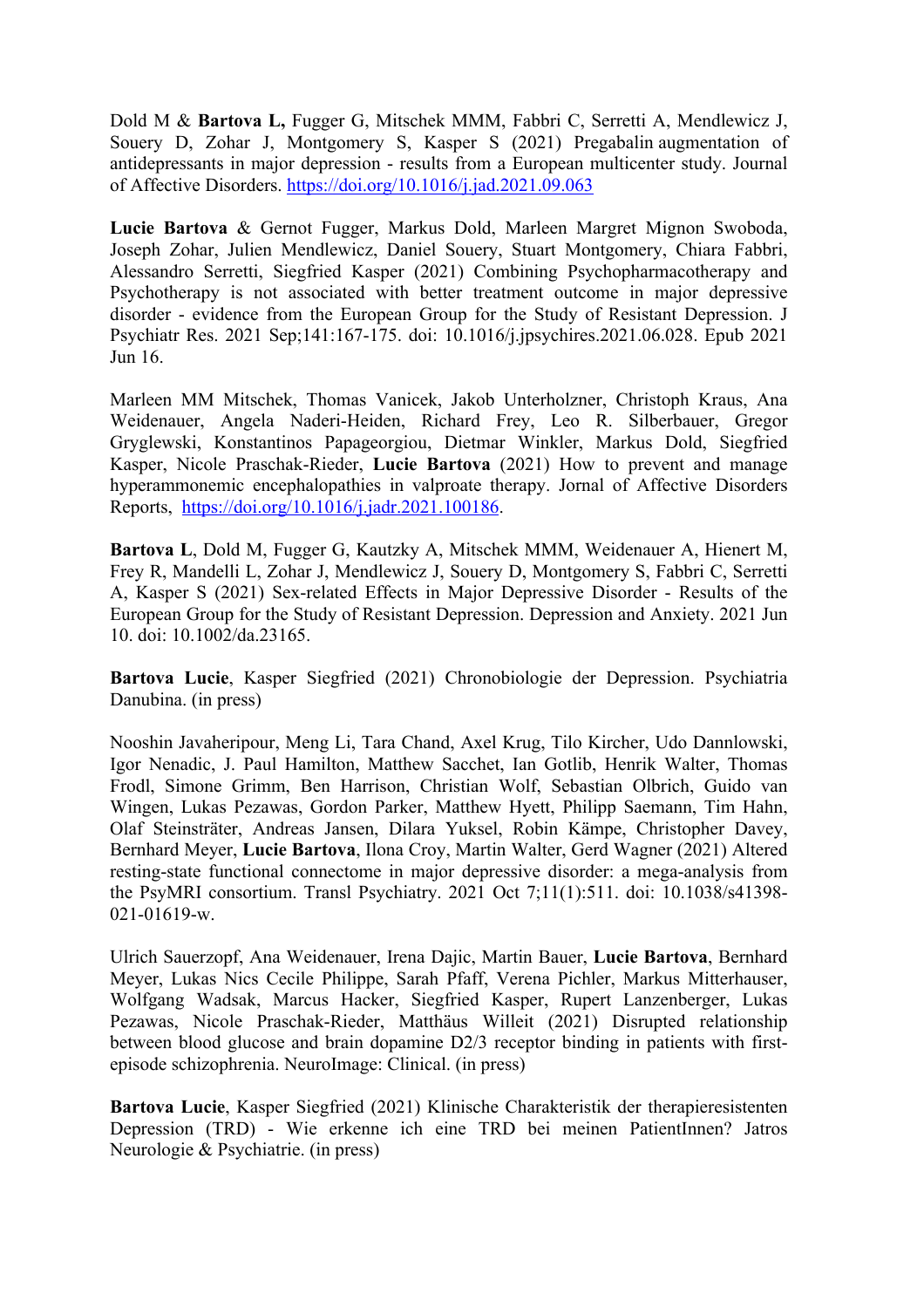Dold M & **Bartova L,** Fugger G, Mitschek MMM, Fabbri C, Serretti A, Mendlewicz J, Souery D, Zohar J, Montgomery S, Kasper S (2021) Pregabalin augmentation of antidepressants in major depression - results from a European multicenter study. Journal of Affective Disorders. https://doi.org/10.1016/j.jad.2021.09.063

**Lucie Bartova** & Gernot Fugger, Markus Dold, Marleen Margret Mignon Swoboda, Joseph Zohar, Julien Mendlewicz, Daniel Souery, Stuart Montgomery, Chiara Fabbri, Alessandro Serretti, Siegfried Kasper (2021) Combining Psychopharmacotherapy and Psychotherapy is not associated with better treatment outcome in major depressive disorder - evidence from the European Group for the Study of Resistant Depression. J Psychiatr Res. 2021 Sep;141:167-175. doi: 10.1016/j.jpsychires.2021.06.028. Epub 2021 Jun 16.

Marleen MM Mitschek, Thomas Vanicek, Jakob Unterholzner, Christoph Kraus, Ana Weidenauer, Angela Naderi-Heiden, Richard Frey, Leo R. Silberbauer, Gregor Gryglewski, Konstantinos Papageorgiou, Dietmar Winkler, Markus Dold, Siegfried Kasper, Nicole Praschak-Rieder, **Lucie Bartova** (2021) How to prevent and manage hyperammonemic encephalopathies in valproate therapy. Jornal of Affective Disorders Reports, https://doi.org/10.1016/j.jadr.2021.100186.

**Bartova L**, Dold M, Fugger G, Kautzky A, Mitschek MMM, Weidenauer A, Hienert M, Frey R, Mandelli L, Zohar J, Mendlewicz J, Souery D, Montgomery S, Fabbri C, Serretti A, Kasper S (2021) Sex-related Effects in Major Depressive Disorder - Results of the European Group for the Study of Resistant Depression. Depression and Anxiety. 2021 Jun 10. doi: 10.1002/da.23165.

**Bartova Lucie**, Kasper Siegfried (2021) Chronobiologie der Depression. Psychiatria Danubina. (in press)

Nooshin Javaheripour, Meng Li, Tara Chand, Axel Krug, Tilo Kircher, Udo Dannlowski, Igor Nenadic, J. Paul Hamilton, Matthew Sacchet, Ian Gotlib, Henrik Walter, Thomas Frodl, Simone Grimm, Ben Harrison, Christian Wolf, Sebastian Olbrich, Guido van Wingen, Lukas Pezawas, Gordon Parker, Matthew Hyett, Philipp Saemann, Tim Hahn, Olaf Steinsträter, Andreas Jansen, Dilara Yuksel, Robin Kämpe, Christopher Davey, Bernhard Meyer, **Lucie Bartova**, Ilona Croy, Martin Walter, Gerd Wagner (2021) Altered resting-state functional connectome in major depressive disorder: a mega-analysis from the PsyMRI consortium. Transl Psychiatry. 2021 Oct 7;11(1):511. doi: 10.1038/s41398-021-01619-w.

Ulrich Sauerzopf, Ana Weidenauer, Irena Dajic, Martin Bauer, **Lucie Bartova**, Bernhard Meyer, Lukas Nics Cecile Philippe, Sarah Pfaff, Verena Pichler, Markus Mitterhauser, Wolfgang Wadsak, Marcus Hacker, Siegfried Kasper, Rupert Lanzenberger, Lukas Pezawas, Nicole Praschak-Rieder, Matthäus Willeit (2021) Disrupted relationship between blood glucose and brain dopamine D2/3 receptor binding in patients with first-episode schizophrenia. NeuroImage: Clinical. (in press)

**Bartova Lucie**, Kasper Siegfried (2021) Klinische Charakteristik der therapieresistenten Depression (TRD) - Wie erkenne ich eine TRD bei meinen PatientInnen? Jatros Neurologie & Psychiatrie. (in press)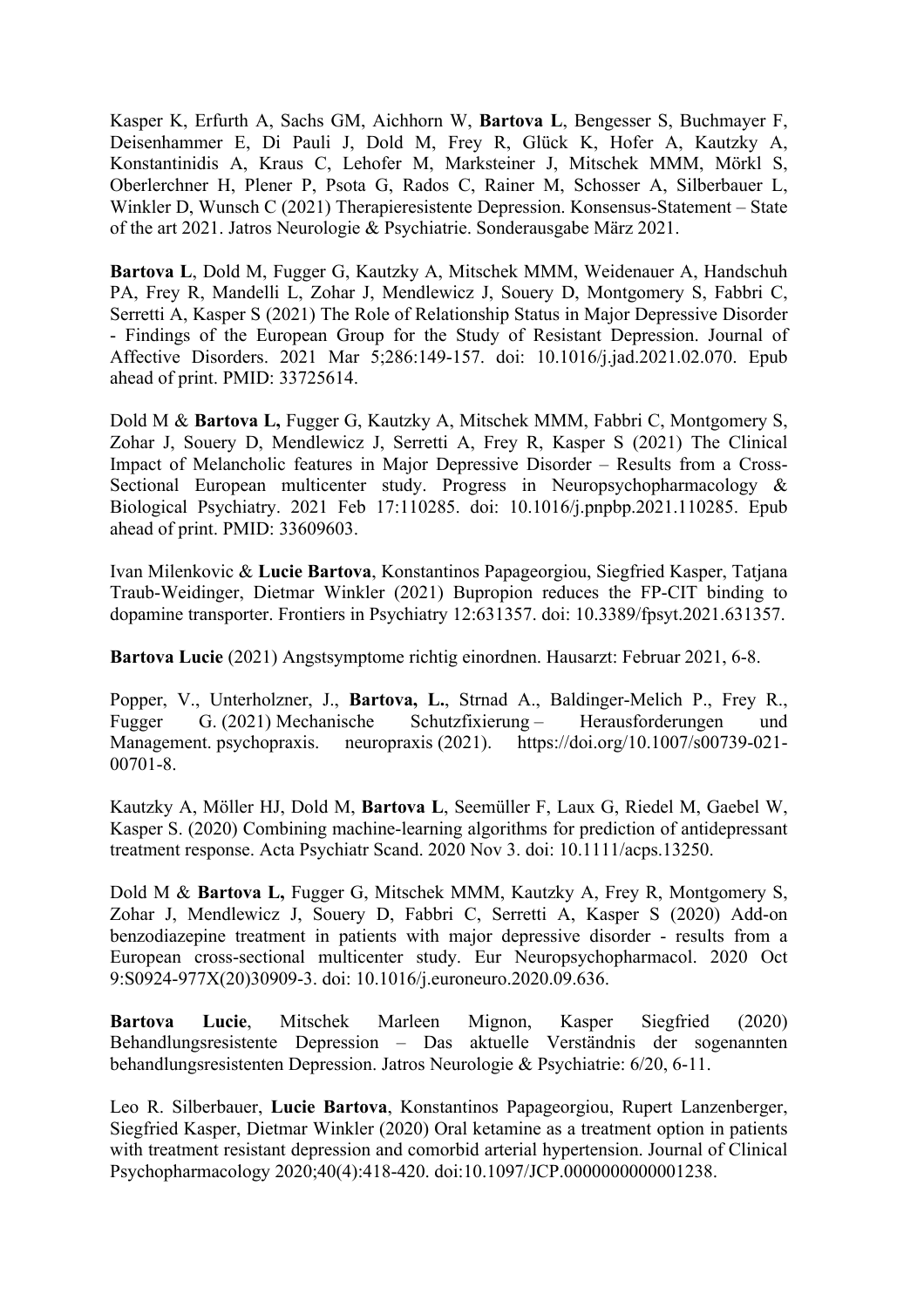Kasper K, Erfurth A, Sachs GM, Aichhorn W, **Bartova L**, Bengesser S, Buchmayer F, Deisenhammer E, Di Pauli J, Dold M, Frey R, Glück K, Hofer A, Kautzky A, Konstantinidis A, Kraus C, Lehofer M, Marksteiner J, Mitschek MMM, Mörkl S, Oberlerchner H, Plener P, Psota G, Rados C, Rainer M, Schosser A, Silberbauer L, Winkler D, Wunsch C (2021) Therapieresistente Depression. Konsensus-Statement – State of the art 2021. Jatros Neurologie & Psychiatrie. Sonderausgabe März 2021.

**Bartova L**, Dold M, Fugger G, Kautzky A, Mitschek MMM, Weidenauer A, Handschuh PA, Frey R, Mandelli L, Zohar J, Mendlewicz J, Souery D, Montgomery S, Fabbri C, Serretti A, Kasper S (2021) The Role of Relationship Status in Major Depressive Disorder - Findings of the European Group for the Study of Resistant Depression. Journal of Affective Disorders. 2021 Mar 5;286:149-157. doi: 10.1016/j.jad.2021.02.070. Epub ahead of print. PMID: 33725614.

Dold M & **Bartova L,** Fugger G, Kautzky A, Mitschek MMM, Fabbri C, Montgomery S, Zohar J, Souery D, Mendlewicz J, Serretti A, Frey R, Kasper S (2021) The Clinical Impact of Melancholic features in Major Depressive Disorder – Results from a Cross-Sectional European multicenter study. Progress in Neuropsychopharmacology & Biological Psychiatry. 2021 Feb 17:110285. doi: 10.1016/j.pnpbp.2021.110285. Epub ahead of print. PMID: 33609603.

Ivan Milenkovic & **Lucie Bartova**, Konstantinos Papageorgiou, Siegfried Kasper, Tatjana Traub-Weidinger, Dietmar Winkler (2021) Bupropion reduces the FP-CIT binding to dopamine transporter. Frontiers in Psychiatry 12:631357. doi: 10.3389/fpsyt.2021.631357.

**Bartova Lucie** (2021) Angstsymptome richtig einordnen. Hausarzt: Februar 2021, 6-8.

Popper, V., Unterholzner, J., **Bartova, L.**, Strnad A., Baldinger-Melich P., Frey R., Fugger G. (2021) Mechanische Schutzfixierung – Herausforderungen und Management. psychopraxis. neuropraxis (2021). https://doi.org/10.1007/s00739-021-00701-8.

Kautzky A, Möller HJ, Dold M, **Bartova L**, Seemüller F, Laux G, Riedel M, Gaebel W, Kasper S. (2020) Combining machine-learning algorithms for prediction of antidepressant treatment response. Acta Psychiatr Scand. 2020 Nov 3. doi: 10.1111/acps.13250.

Dold M & **Bartova L,** Fugger G, Mitschek MMM, Kautzky A, Frey R, Montgomery S, Zohar J, Mendlewicz J, Souery D, Fabbri C, Serretti A, Kasper S (2020) Add-on benzodiazepine treatment in patients with major depressive disorder - results from a European cross-sectional multicenter study. Eur Neuropsychopharmacol. 2020 Oct 9:S0924-977X(20)30909-3. doi: 10.1016/j.euroneuro.2020.09.636.

**Bartova Lucie**, Mitschek Marleen Mignon, Kasper Siegfried (2020) Behandlungsresistente Depression – Das aktuelle Verständnis der sogenannten behandlungsresistenten Depression. Jatros Neurologie & Psychiatrie: 6/20, 6-11.

Leo R. Silberbauer, **Lucie Bartova**, Konstantinos Papageorgiou, Rupert Lanzenberger, Siegfried Kasper, Dietmar Winkler (2020) Oral ketamine as a treatment option in patients with treatment resistant depression and comorbid arterial hypertension. Journal of Clinical Psychopharmacology 2020;40(4):418-420. doi:10.1097/JCP.0000000000001238.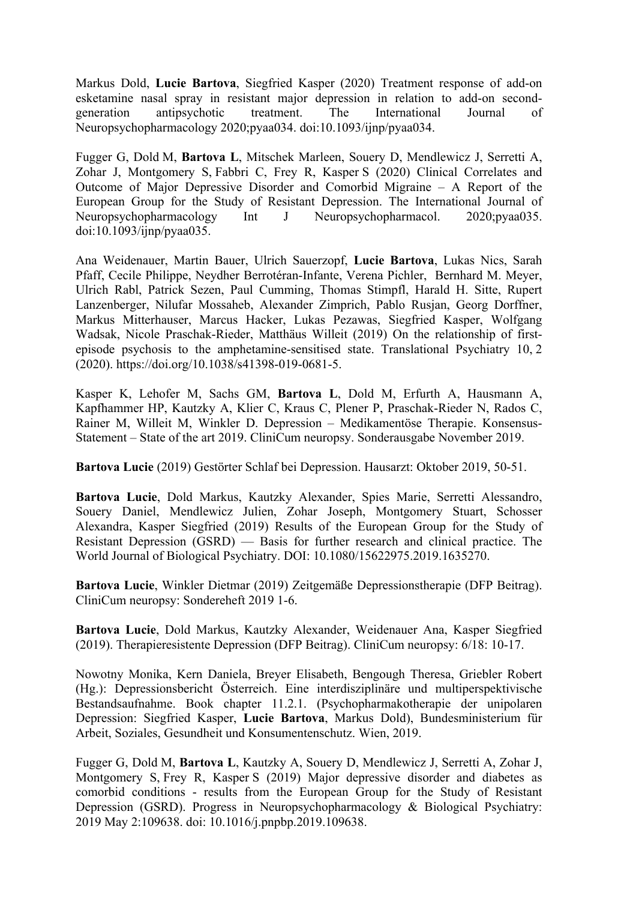Markus Dold, **Lucie Bartova**, Siegfried Kasper (2020) Treatment response of add-on esketamine nasal spray in resistant major depression in relation to add-on second-generation antipsychotic treatment. The International Journal of Neuropsychopharmacology 2020;pyaa034. doi:10.1093/ijnp/pyaa034.

Fugger G, Dold M, **Bartova L**, Mitschek Marleen, Souery D, Mendlewicz J, Serretti A, Zohar J, Montgomery S, Fabbri C, Frey R, Kasper S (2020) Clinical Correlates and Outcome of Major Depressive Disorder and Comorbid Migraine – A Report of the European Group for the Study of Resistant Depression. The International Journal of Neuropsychopharmacology Int J Neuropsychopharmacol. 2020;pyaa035. doi:10.1093/ijnp/pyaa035.

Ana Weidenauer, Martin Bauer, Ulrich Sauerzopf, **Lucie Bartova**, Lukas Nics, Sarah Pfaff, Cecile Philippe, Neydher Berrotéran-Infante, Verena Pichler, Bernhard M. Meyer, Ulrich Rabl, Patrick Sezen, Paul Cumming, Thomas Stimpfl, Harald H. Sitte, Rupert Lanzenberger, Nilufar Mossaheb, Alexander Zimprich, Pablo Rusjan, Georg Dorffner, Markus Mitterhauser, Marcus Hacker, Lukas Pezawas, Siegfried Kasper, Wolfgang Wadsak, Nicole Praschak-Rieder, Matthäus Willeit (2019) On the relationship of first-episode psychosis to the amphetamine-sensitised state. Translational Psychiatry 10, 2 (2020). https://doi.org/10.1038/s41398-019-0681-5.

Kasper K, Lehofer M, Sachs GM, **Bartova L**, Dold M, Erfurth A, Hausmann A, Kapfhammer HP, Kautzky A, Klier C, Kraus C, Plener P, Praschak-Rieder N, Rados C, Rainer M, Willeit M, Winkler D. Depression – Medikamentöse Therapie. Konsensus-Statement – State of the art 2019. CliniCum neuropsy. Sonderausgabe November 2019.

**Bartova Lucie** (2019) Gestörter Schlaf bei Depression. Hausarzt: Oktober 2019, 50-51.

**Bartova Lucie**, Dold Markus, Kautzky Alexander, Spies Marie, Serretti Alessandro, Souery Daniel, Mendlewicz Julien, Zohar Joseph, Montgomery Stuart, Schosser Alexandra, Kasper Siegfried (2019) Results of the European Group for the Study of Resistant Depression (GSRD) — Basis for further research and clinical practice. The World Journal of Biological Psychiatry. DOI: 10.1080/15622975.2019.1635270.

**Bartova Lucie**, Winkler Dietmar (2019) Zeitgemäße Depressionstherapie (DFP Beitrag). CliniCum neuropsy: Sondereheft 2019 1-6.

**Bartova Lucie**, Dold Markus, Kautzky Alexander, Weidenauer Ana, Kasper Siegfried (2019). Therapieresistente Depression (DFP Beitrag). CliniCum neuropsy: 6/18: 10-17.

Nowotny Monika, Kern Daniela, Breyer Elisabeth, Bengough Theresa, Griebler Robert (Hg.): Depressionsbericht Österreich. Eine interdisziplinäre und multiperspektivische Bestandsaufnahme. Book chapter 11.2.1. (Psychopharmakotherapie der unipolaren Depression: Siegfried Kasper, **Lucie Bartova**, Markus Dold), Bundesministerium für Arbeit, Soziales, Gesundheit und Konsumentenschutz. Wien, 2019.

Fugger G, Dold M, **Bartova L**, Kautzky A, Souery D, Mendlewicz J, Serretti A, Zohar J, Montgomery S, Frey R, Kasper S (2019) Major depressive disorder and diabetes as comorbid conditions - results from the European Group for the Study of Resistant Depression (GSRD). Progress in Neuropsychopharmacology & Biological Psychiatry: 2019 May 2:109638. doi: 10.1016/j.pnpbp.2019.109638.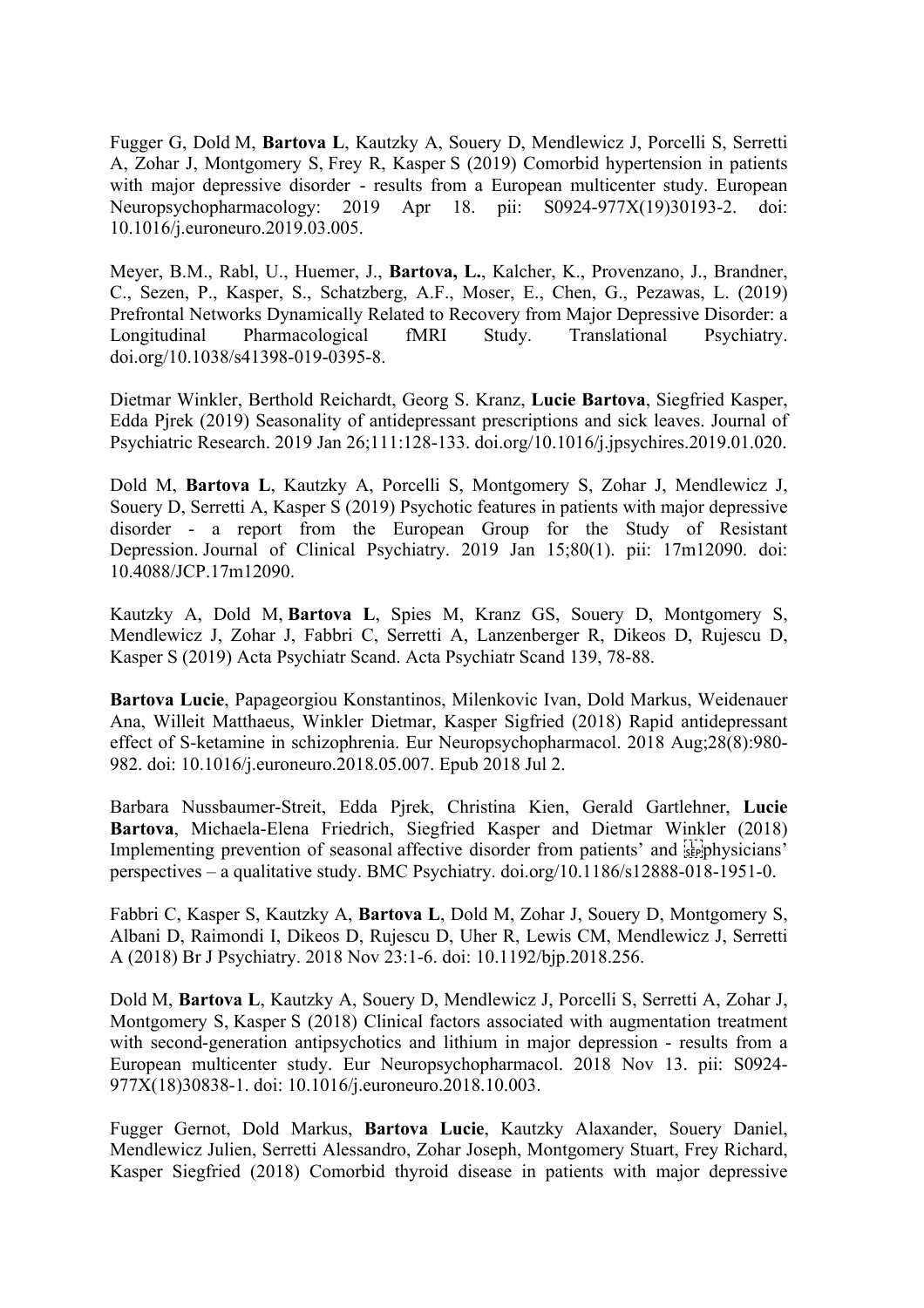Fugger G, Dold M, **Bartova L**, Kautzky A, Souery D, Mendlewicz J, Porcelli S, Serretti A, Zohar J, Montgomery S, Frey R, Kasper S (2019) Comorbid hypertension in patients with major depressive disorder - results from a European multicenter study. European Neuropsychopharmacology: 2019 Apr 18. pii: S0924-977X(19)30193-2. doi: 10.1016/j.euroneuro.2019.03.005.

Meyer, B.M., Rabl, U., Huemer, J., **Bartova, L.**, Kalcher, K., Provenzano, J., Brandner, C., Sezen, P., Kasper, S., Schatzberg, A.F., Moser, E., Chen, G., Pezawas, L. (2019) Prefrontal Networks Dynamically Related to Recovery from Major Depressive Disorder: a Longitudinal Pharmacological fMRI Study. Translational Psychiatry. doi.org/10.1038/s41398-019-0395-8.

Dietmar Winkler, Berthold Reichardt, Georg S. Kranz, **Lucie Bartova**, Siegfried Kasper, Edda Pjrek (2019) Seasonality of antidepressant prescriptions and sick leaves. Journal of Psychiatric Research. 2019 Jan 26;111:128-133. doi.org/10.1016/j.jpsychires.2019.01.020.

Dold M, **Bartova L**, Kautzky A, Porcelli S, Montgomery S, Zohar J, Mendlewicz J, Souery D, Serretti A, Kasper S (2019) Psychotic features in patients with major depressive disorder - a report from the European Group for the Study of Resistant Depression. Journal of Clinical Psychiatry. 2019 Jan 15;80(1). pii: 17m12090. doi: 10.4088/JCP.17m12090.

Kautzky A, Dold M, **Bartova L**, Spies M, Kranz GS, Souery D, Montgomery S, Mendlewicz J, Zohar J, Fabbri C, Serretti A, Lanzenberger R, Dikeos D, Rujescu D, Kasper S (2019) Acta Psychiatr Scand. Acta Psychiatr Scand 139, 78-88.

**Bartova Lucie**, Papageorgiou Konstantinos, Milenkovic Ivan, Dold Markus, Weidenauer Ana, Willeit Matthaeus, Winkler Dietmar, Kasper Sigfried (2018) Rapid antidepressant effect of S-ketamine in schizophrenia. Eur Neuropsychopharmacol. 2018 Aug;28(8):980-982. doi: 10.1016/j.euroneuro.2018.05.007. Epub 2018 Jul 2.

Barbara Nussbaumer-Streit, Edda Pjrek, Christina Kien, Gerald Gartlehner, **Lucie Bartova**, Michaela-Elena Friedrich, Siegfried Kasper and Dietmar Winkler (2018) Implementing prevention of seasonal affective disorder from patients' and physicians' perspectives – a qualitative study. BMC Psychiatry. doi.org/10.1186/s12888-018-1951-0.

Fabbri C, Kasper S, Kautzky A, **Bartova L**, Dold M, Zohar J, Souery D, Montgomery S, Albani D, Raimondi I, Dikeos D, Rujescu D, Uher R, Lewis CM, Mendlewicz J, Serretti A (2018) Br J Psychiatry. 2018 Nov 23:1-6. doi: 10.1192/bjp.2018.256.

Dold M, **Bartova L**, Kautzky A, Souery D, Mendlewicz J, Porcelli S, Serretti A, Zohar J, Montgomery S, Kasper S (2018) Clinical factors associated with augmentation treatment with second-generation antipsychotics and lithium in major depression - results from a European multicenter study. Eur Neuropsychopharmacol. 2018 Nov 13. pii: S0924-977X(18)30838-1. doi: 10.1016/j.euroneuro.2018.10.003.

Fugger Gernot, Dold Markus, **Bartova Lucie**, Kautzky Alaxander, Souery Daniel, Mendlewicz Julien, Serretti Alessandro, Zohar Joseph, Montgomery Stuart, Frey Richard, Kasper Siegfried (2018) Comorbid thyroid disease in patients with major depressive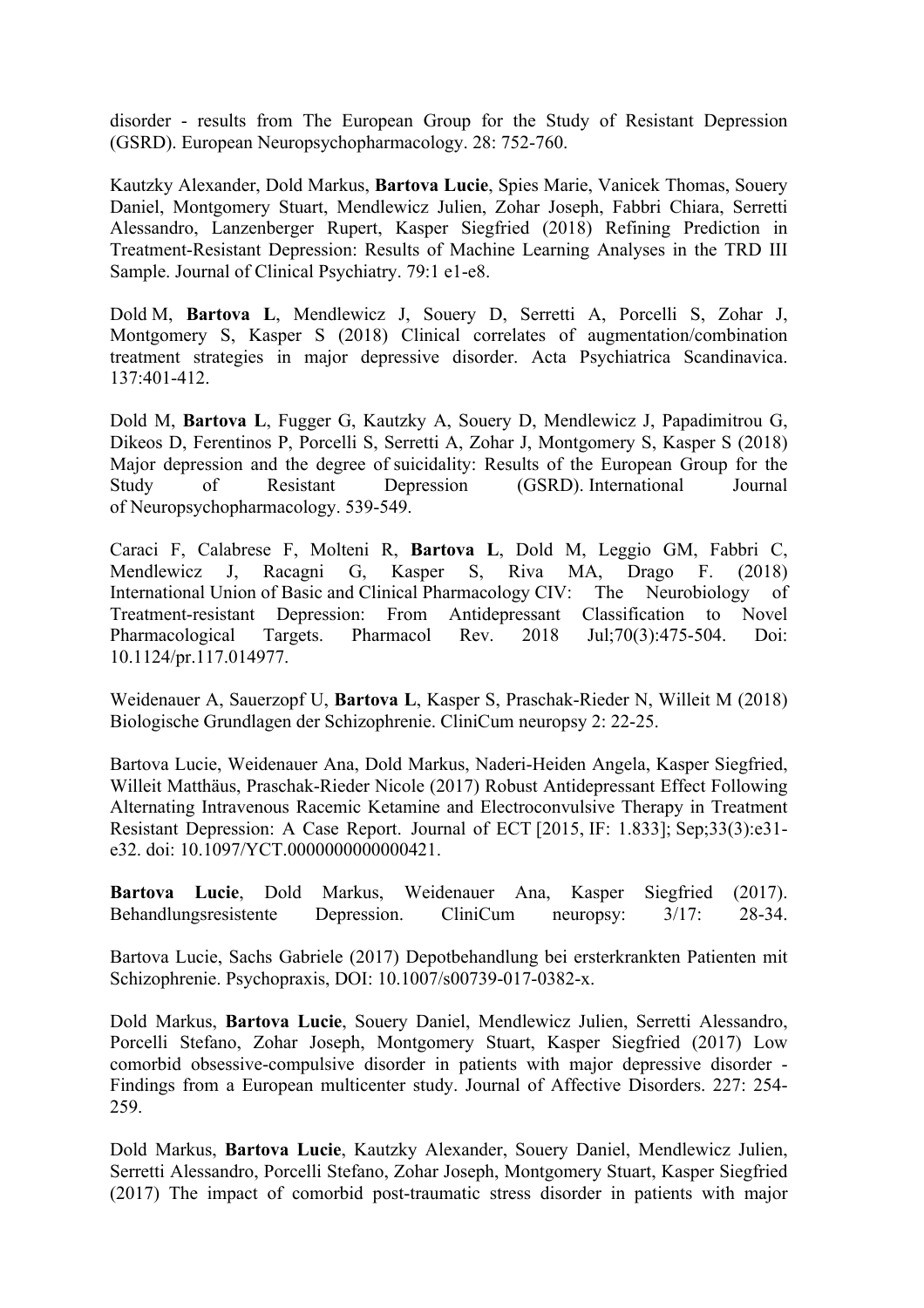disorder - results from The European Group for the Study of Resistant Depression (GSRD). European Neuropsychopharmacology. 28: 752-760.

Kautzky Alexander, Dold Markus, **Bartova Lucie**, Spies Marie, Vanicek Thomas, Souery Daniel, Montgomery Stuart, Mendlewicz Julien, Zohar Joseph, Fabbri Chiara, Serretti Alessandro, Lanzenberger Rupert, Kasper Siegfried (2018) Refining Prediction in Treatment-Resistant Depression: Results of Machine Learning Analyses in the TRD III Sample. Journal of Clinical Psychiatry. 79:1 e1-e8.

Dold M, **Bartova L**, Mendlewicz J, Souery D, Serretti A, Porcelli S, Zohar J, Montgomery S, Kasper S (2018) Clinical correlates of augmentation/combination treatment strategies in major depressive disorder. Acta Psychiatrica Scandinavica. 137:401-412.

Dold M, **Bartova L**, Fugger G, Kautzky A, Souery D, Mendlewicz J, Papadimitrou G, Dikeos D, Ferentinos P, Porcelli S, Serretti A, Zohar J, Montgomery S, Kasper S (2018) Major depression and the degree of suicidality: Results of the European Group for the Study of Resistant Depression (GSRD). International Journal of Neuropsychopharmacology. 539-549.

Caraci F, Calabrese F, Molteni R, **Bartova L**, Dold M, Leggio GM, Fabbri C, Mendlewicz J, Racagni G, Kasper S, Riva MA, Drago F. (2018) International Union of Basic and Clinical Pharmacology CIV: The Neurobiology of Treatment-resistant Depression: From Antidepressant Classification to Novel Pharmacological Targets. Pharmacol Rev. 2018 Jul;70(3):475-504. Doi: 10.1124/pr.117.014977.

Weidenauer A, Sauerzopf U, **Bartova L**, Kasper S, Praschak-Rieder N, Willeit M (2018) Biologische Grundlagen der Schizophrenie. CliniCum neuropsy 2: 22-25.

Bartova Lucie, Weidenauer Ana, Dold Markus, Naderi-Heiden Angela, Kasper Siegfried, Willeit Matthäus, Praschak-Rieder Nicole (2017) Robust Antidepressant Effect Following Alternating Intravenous Racemic Ketamine and Electroconvulsive Therapy in Treatment Resistant Depression: A Case Report. Journal of ECT [2015, IF: 1.833]; Sep;33(3):e31-e32. doi: 10.1097/YCT.0000000000000421.

**Bartova Lucie**, Dold Markus, Weidenauer Ana, Kasper Siegfried (2017). Behandlungsresistente Depression. CliniCum neuropsy: 3/17: 28-34.

Bartova Lucie, Sachs Gabriele (2017) Depotbehandlung bei ersterkrankten Patienten mit Schizophrenie. Psychopraxis, DOI: 10.1007/s00739-017-0382-x.

Dold Markus, **Bartova Lucie**, Souery Daniel, Mendlewicz Julien, Serretti Alessandro, Porcelli Stefano, Zohar Joseph, Montgomery Stuart, Kasper Siegfried (2017) Low comorbid obsessive-compulsive disorder in patients with major depressive disorder - Findings from a European multicenter study. Journal of Affective Disorders. 227: 254-259.

Dold Markus, **Bartova Lucie**, Kautzky Alexander, Souery Daniel, Mendlewicz Julien, Serretti Alessandro, Porcelli Stefano, Zohar Joseph, Montgomery Stuart, Kasper Siegfried (2017) The impact of comorbid post-traumatic stress disorder in patients with major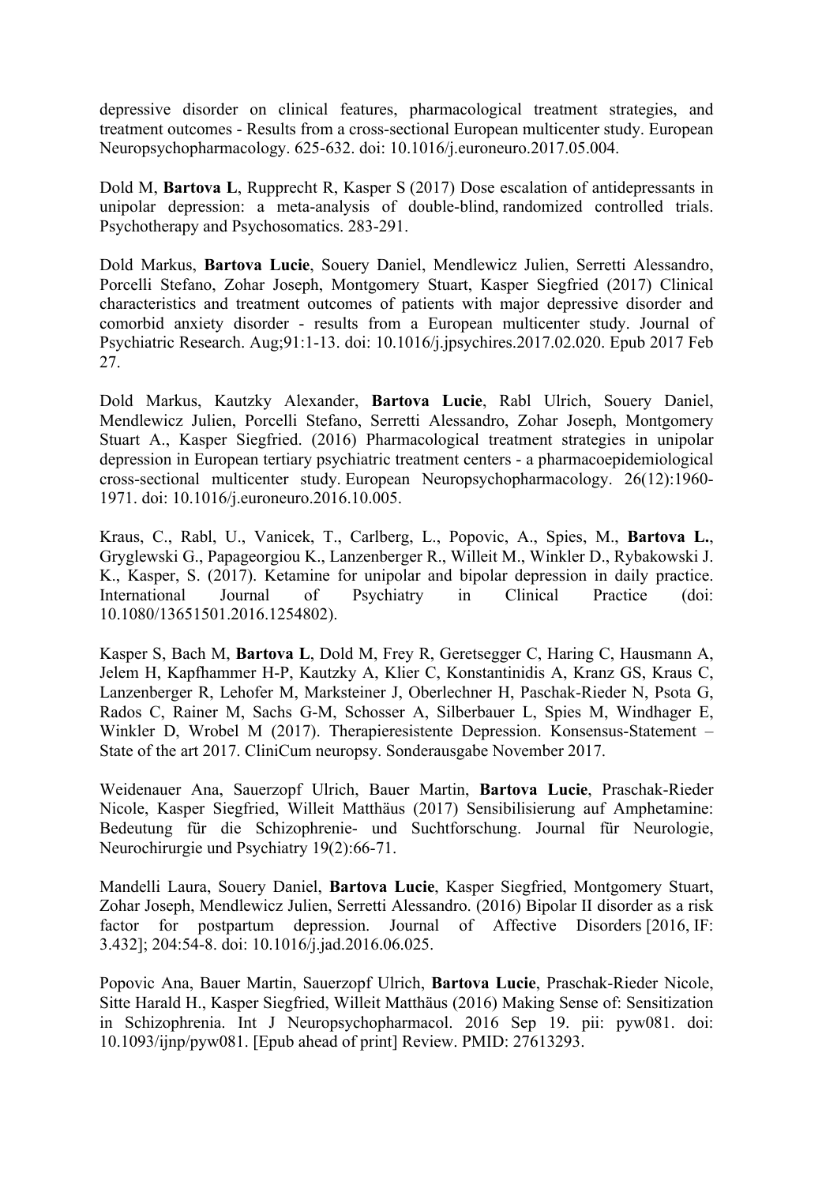depressive disorder on clinical features, pharmacological treatment strategies, and treatment outcomes - Results from a cross-sectional European multicenter study. European Neuropsychopharmacology. 625-632. doi: 10.1016/j.euroneuro.2017.05.004.

Dold M, **Bartova L**, Rupprecht R, Kasper S (2017) Dose escalation of antidepressants in unipolar depression: a meta-analysis of double-blind, randomized controlled trials. Psychotherapy and Psychosomatics. 283-291.

Dold Markus, **Bartova Lucie**, Souery Daniel, Mendlewicz Julien, Serretti Alessandro, Porcelli Stefano, Zohar Joseph, Montgomery Stuart, Kasper Siegfried (2017) Clinical characteristics and treatment outcomes of patients with major depressive disorder and comorbid anxiety disorder - results from a European multicenter study. Journal of Psychiatric Research. Aug;91:1-13. doi: 10.1016/j.jpsychires.2017.02.020. Epub 2017 Feb 27.

Dold Markus, Kautzky Alexander, **Bartova Lucie**, Rabl Ulrich, Souery Daniel, Mendlewicz Julien, Porcelli Stefano, Serretti Alessandro, Zohar Joseph, Montgomery Stuart A., Kasper Siegfried. (2016) Pharmacological treatment strategies in unipolar depression in European tertiary psychiatric treatment centers - a pharmacoepidemiological cross-sectional multicenter study. European Neuropsychopharmacology. 26(12):1960-1971. doi: 10.1016/j.euroneuro.2016.10.005.

Kraus, C., Rabl, U., Vanicek, T., Carlberg, L., Popovic, A., Spies, M., **Bartova L.**, Gryglewski G., Papageorgiou K., Lanzenberger R., Willeit M., Winkler D., Rybakowski J. K., Kasper, S. (2017). Ketamine for unipolar and bipolar depression in daily practice. International Journal of Psychiatry in Clinical Practice (doi: 10.1080/13651501.2016.1254802).

Kasper S, Bach M, **Bartova L**, Dold M, Frey R, Geretsegger C, Haring C, Hausmann A, Jelem H, Kapfhammer H-P, Kautzky A, Klier C, Konstantinidis A, Kranz GS, Kraus C, Lanzenberger R, Lehofer M, Marksteiner J, Oberlechner H, Paschak-Rieder N, Psota G, Rados C, Rainer M, Sachs G-M, Schosser A, Silberbauer L, Spies M, Windhager E, Winkler D, Wrobel M (2017). Therapieresistente Depression. Konsensus-Statement – State of the art 2017. CliniCum neuropsy. Sonderausgabe November 2017.

Weidenauer Ana, Sauerzopf Ulrich, Bauer Martin, **Bartova Lucie**, Praschak-Rieder Nicole, Kasper Siegfried, Willeit Matthäus (2017) Sensibilisierung auf Amphetamine: Bedeutung für die Schizophrenie- und Suchtforschung. Journal für Neurologie, Neurochirurgie und Psychiatry 19(2):66-71.

Mandelli Laura, Souery Daniel, **Bartova Lucie**, Kasper Siegfried, Montgomery Stuart, Zohar Joseph, Mendlewicz Julien, Serretti Alessandro. (2016) Bipolar II disorder as a risk factor for postpartum depression. Journal of Affective Disorders [2016, IF: 3.432]; 204:54-8. doi: 10.1016/j.jad.2016.06.025.

Popovic Ana, Bauer Martin, Sauerzopf Ulrich, **Bartova Lucie**, Praschak-Rieder Nicole, Sitte Harald H., Kasper Siegfried, Willeit Matthäus (2016) Making Sense of: Sensitization in Schizophrenia. Int J Neuropsychopharmacol. 2016 Sep 19. pii: pyw081. doi: 10.1093/ijnp/pyw081. [Epub ahead of print] Review. PMID: 27613293.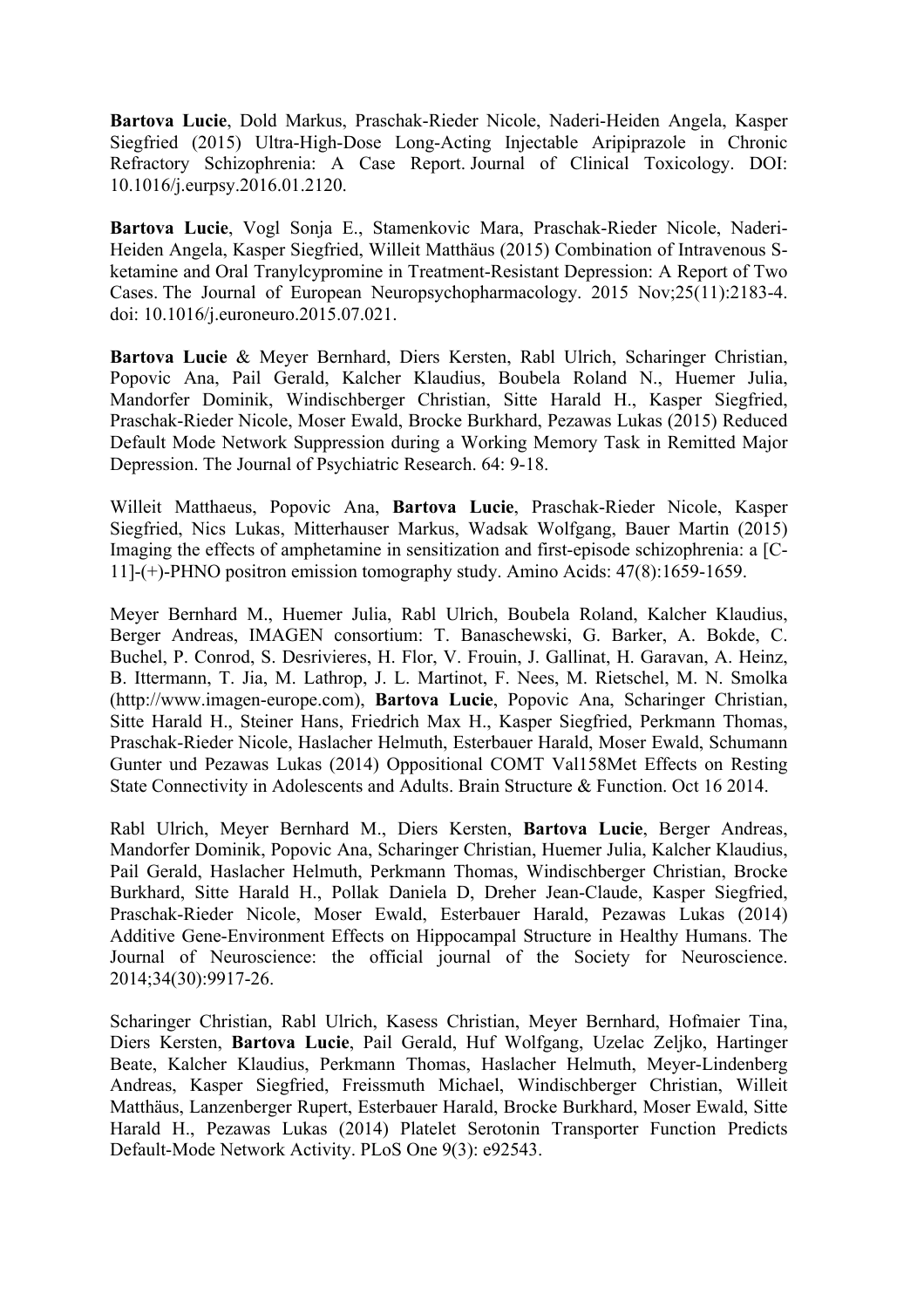**Bartova Lucie**, Dold Markus, Praschak-Rieder Nicole, Naderi-Heiden Angela, Kasper Siegfried (2015) Ultra-High-Dose Long-Acting Injectable Aripiprazole in Chronic Refractory Schizophrenia: A Case Report. Journal of Clinical Toxicology. DOI: 10.1016/j.eurpsy.2016.01.2120.

**Bartova Lucie**, Vogl Sonja E., Stamenkovic Mara, Praschak-Rieder Nicole, Naderi-Heiden Angela, Kasper Siegfried, Willeit Matthäus (2015) Combination of Intravenous S-ketamine and Oral Tranylcypromine in Treatment-Resistant Depression: A Report of Two Cases. The Journal of European Neuropsychopharmacology. 2015 Nov;25(11):2183-4. doi: 10.1016/j.euroneuro.2015.07.021.

**Bartova Lucie** & Meyer Bernhard, Diers Kersten, Rabl Ulrich, Scharinger Christian, Popovic Ana, Pail Gerald, Kalcher Klaudius, Boubela Roland N., Huemer Julia, Mandorfer Dominik, Windischberger Christian, Sitte Harald H., Kasper Siegfried, Praschak-Rieder Nicole, Moser Ewald, Brocke Burkhard, Pezawas Lukas (2015) Reduced Default Mode Network Suppression during a Working Memory Task in Remitted Major Depression. The Journal of Psychiatric Research. 64: 9-18.

Willeit Matthaeus, Popovic Ana, **Bartova Lucie**, Praschak-Rieder Nicole, Kasper Siegfried, Nics Lukas, Mitterhauser Markus, Wadsak Wolfgang, Bauer Martin (2015) Imaging the effects of amphetamine in sensitization and first-episode schizophrenia: a [C-11]-(+)-PHNO positron emission tomography study. Amino Acids: 47(8):1659-1659.

Meyer Bernhard M., Huemer Julia, Rabl Ulrich, Boubela Roland, Kalcher Klaudius, Berger Andreas, IMAGEN consortium: T. Banaschewski, G. Barker, A. Bokde, C. Buchel, P. Conrod, S. Desrivieres, H. Flor, V. Frouin, J. Gallinat, H. Garavan, A. Heinz, B. Ittermann, T. Jia, M. Lathrop, J. L. Martinot, F. Nees, M. Rietschel, M. N. Smolka (http://www.imagen-europe.com), **Bartova Lucie**, Popovic Ana, Scharinger Christian, Sitte Harald H., Steiner Hans, Friedrich Max H., Kasper Siegfried, Perkmann Thomas, Praschak-Rieder Nicole, Haslacher Helmuth, Esterbauer Harald, Moser Ewald, Schumann Gunter und Pezawas Lukas (2014) Oppositional COMT Val158Met Effects on Resting State Connectivity in Adolescents and Adults. Brain Structure & Function. Oct 16 2014.

Rabl Ulrich, Meyer Bernhard M., Diers Kersten, **Bartova Lucie**, Berger Andreas, Mandorfer Dominik, Popovic Ana, Scharinger Christian, Huemer Julia, Kalcher Klaudius, Pail Gerald, Haslacher Helmuth, Perkmann Thomas, Windischberger Christian, Brocke Burkhard, Sitte Harald H., Pollak Daniela D, Dreher Jean-Claude, Kasper Siegfried, Praschak-Rieder Nicole, Moser Ewald, Esterbauer Harald, Pezawas Lukas (2014) Additive Gene-Environment Effects on Hippocampal Structure in Healthy Humans. The Journal of Neuroscience: the official journal of the Society for Neuroscience. 2014;34(30):9917-26.

Scharinger Christian, Rabl Ulrich, Kasess Christian, Meyer Bernhard, Hofmaier Tina, Diers Kersten, **Bartova Lucie**, Pail Gerald, Huf Wolfgang, Uzelac Zeljko, Hartinger Beate, Kalcher Klaudius, Perkmann Thomas, Haslacher Helmuth, Meyer-Lindenberg Andreas, Kasper Siegfried, Freissmuth Michael, Windischberger Christian, Willeit Matthäus, Lanzenberger Rupert, Esterbauer Harald, Brocke Burkhard, Moser Ewald, Sitte Harald H., Pezawas Lukas (2014) Platelet Serotonin Transporter Function Predicts Default-Mode Network Activity. PLoS One 9(3): e92543.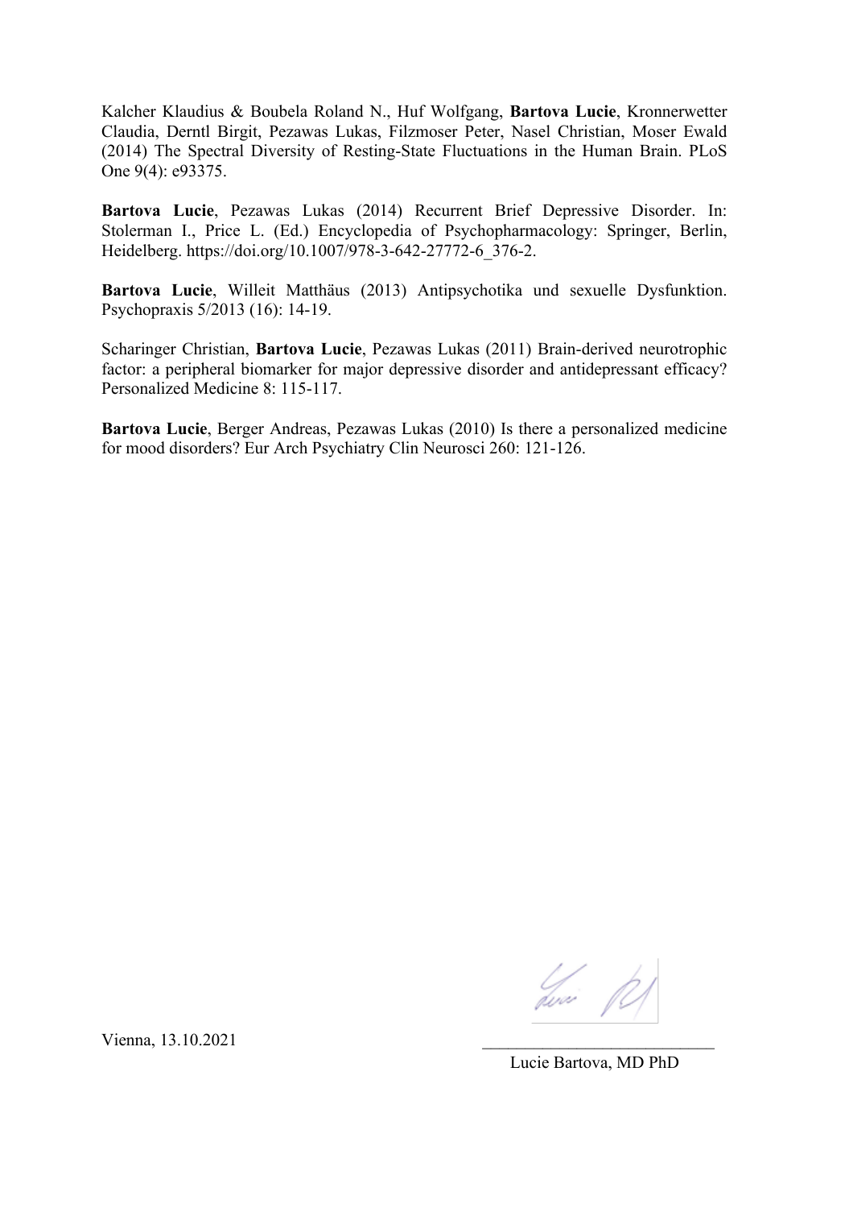Kalcher Klaudius & Boubela Roland N., Huf Wolfgang, **Bartova Lucie**, Kronnerwetter Claudia, Derntl Birgit, Pezawas Lukas, Filzmoser Peter, Nasel Christian, Moser Ewald (2014) The Spectral Diversity of Resting-State Fluctuations in the Human Brain. PLoS One 9(4): e93375.

**Bartova Lucie**, Pezawas Lukas (2014) Recurrent Brief Depressive Disorder. In: Stolerman I., Price L. (Ed.) Encyclopedia of Psychopharmacology: Springer, Berlin, Heidelberg. https://doi.org/10.1007/978-3-642-27772-6_376-2.

**Bartova Lucie**, Willeit Matthäus (2013) Antipsychotika und sexuelle Dysfunktion. Psychopraxis 5/2013 (16): 14-19.

Scharinger Christian, **Bartova Lucie**, Pezawas Lukas (2011) Brain-derived neurotrophic factor: a peripheral biomarker for major depressive disorder and antidepressant efficacy? Personalized Medicine 8: 115-117.

**Bartova Lucie**, Berger Andreas, Pezawas Lukas (2010) Is there a personalized medicine for mood disorders? Eur Arch Psychiatry Clin Neurosci 260: 121-126.

Vienna, 13.10.2021

\_\_\_\_\_\_\_\_\_\_\_\_\_\_\_\_\_\_\_\_\_\_\_\_\_\_\_\_

Lucie Bartova, MD PhD